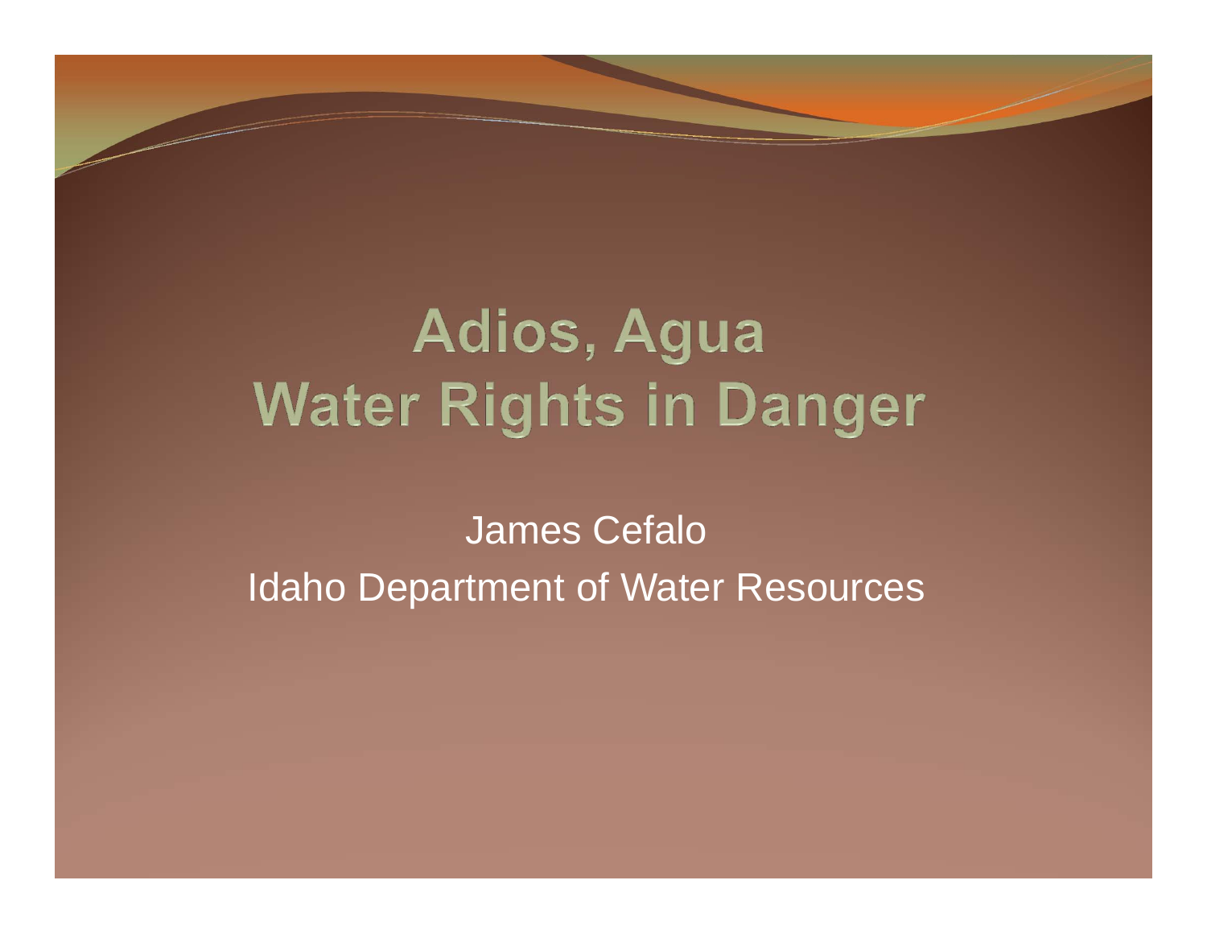# Adios, Agua
# Water Rights in Danger

James Cefalo

Idaho Department of Water Resources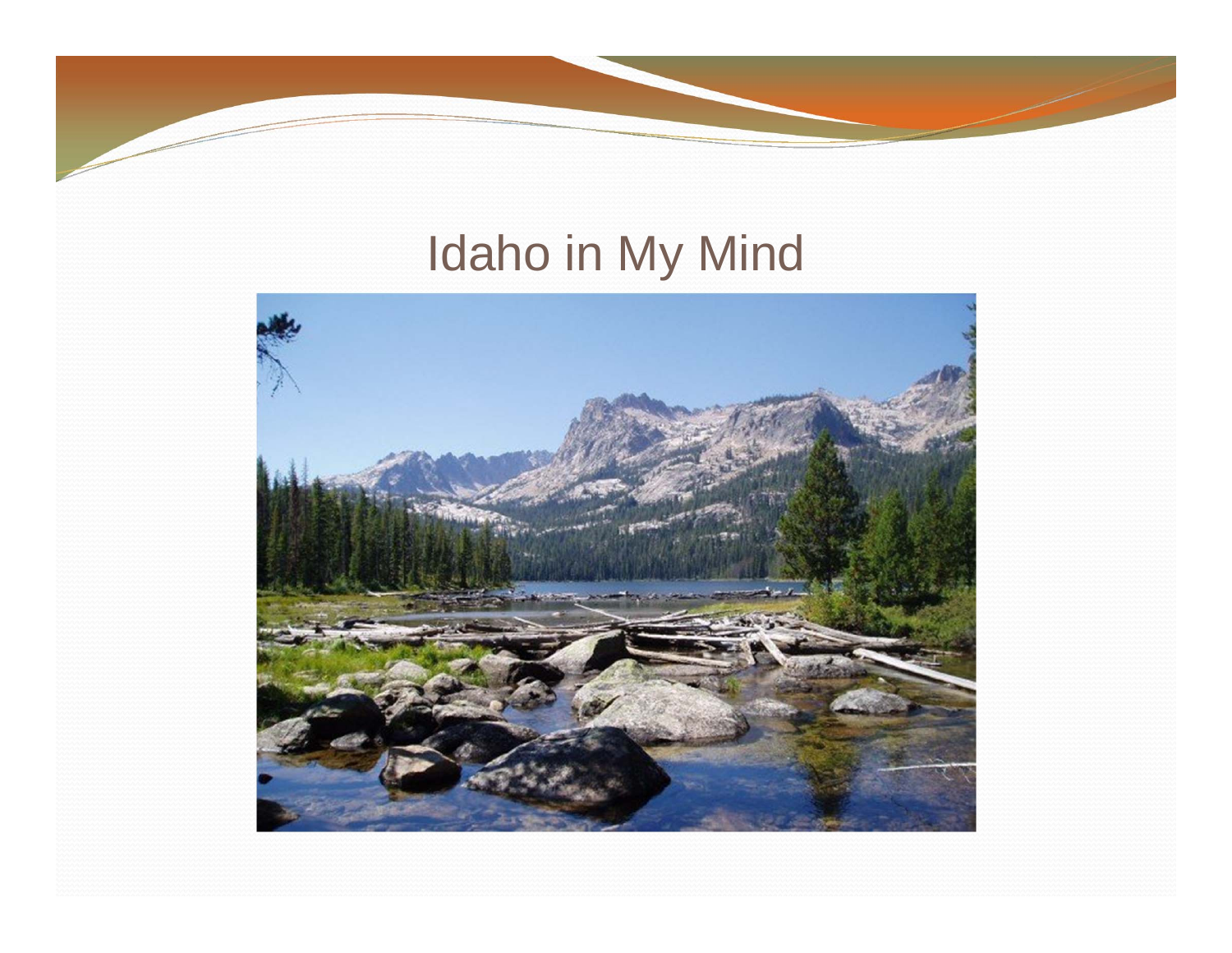# Idaho in My Mind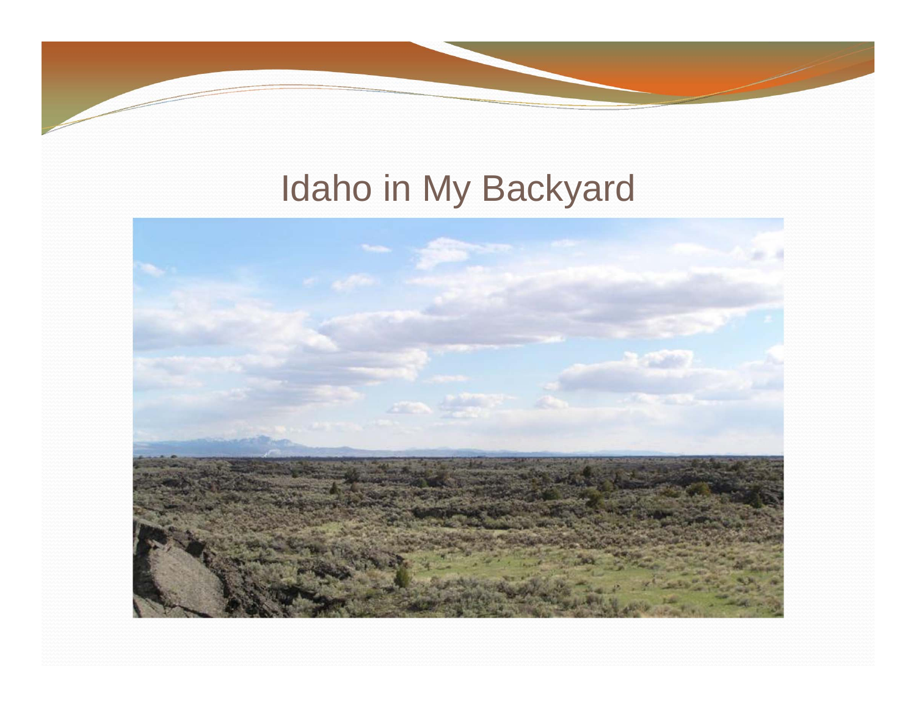# Idaho in My Backyard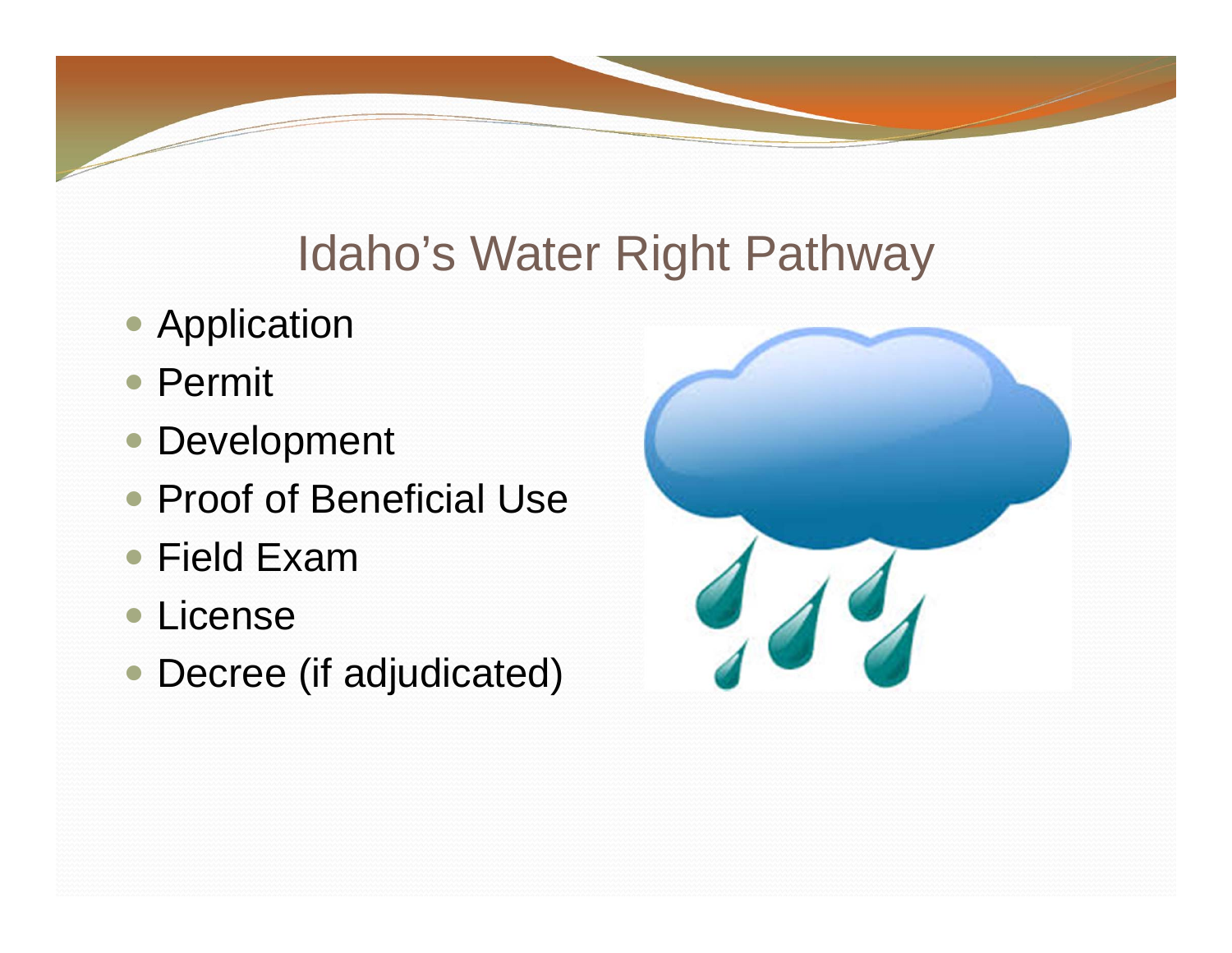# Idaho's Water Right Pathway

- Application
- Permit
- Development
- Proof of Beneficial Use
- Field Exam
- License
- Decree (if adjudicated)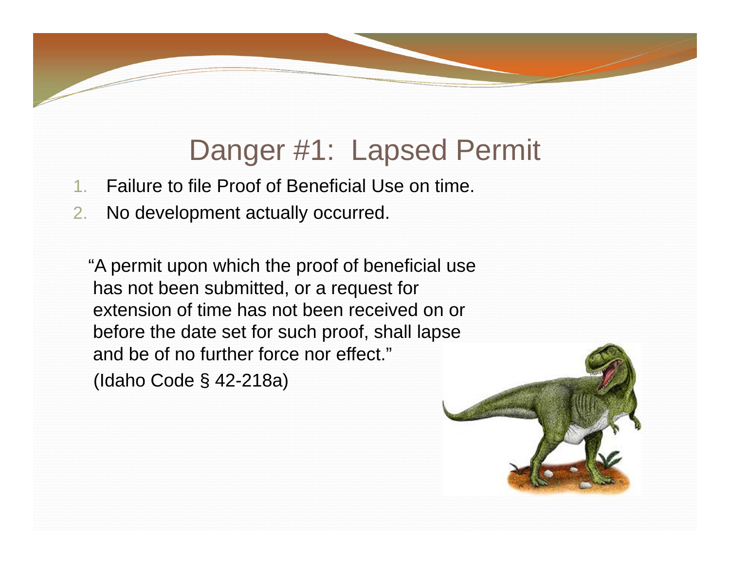# Danger #1: Lapsed Permit

1. Failure to file Proof of Beneficial Use on time.
2. No development actually occurred.

"A permit upon which the proof of beneficial use has not been submitted, or a request for extension of time has not been received on or before the date set for such proof, shall lapse and be of no further force nor effect."

(Idaho Code § 42-218a)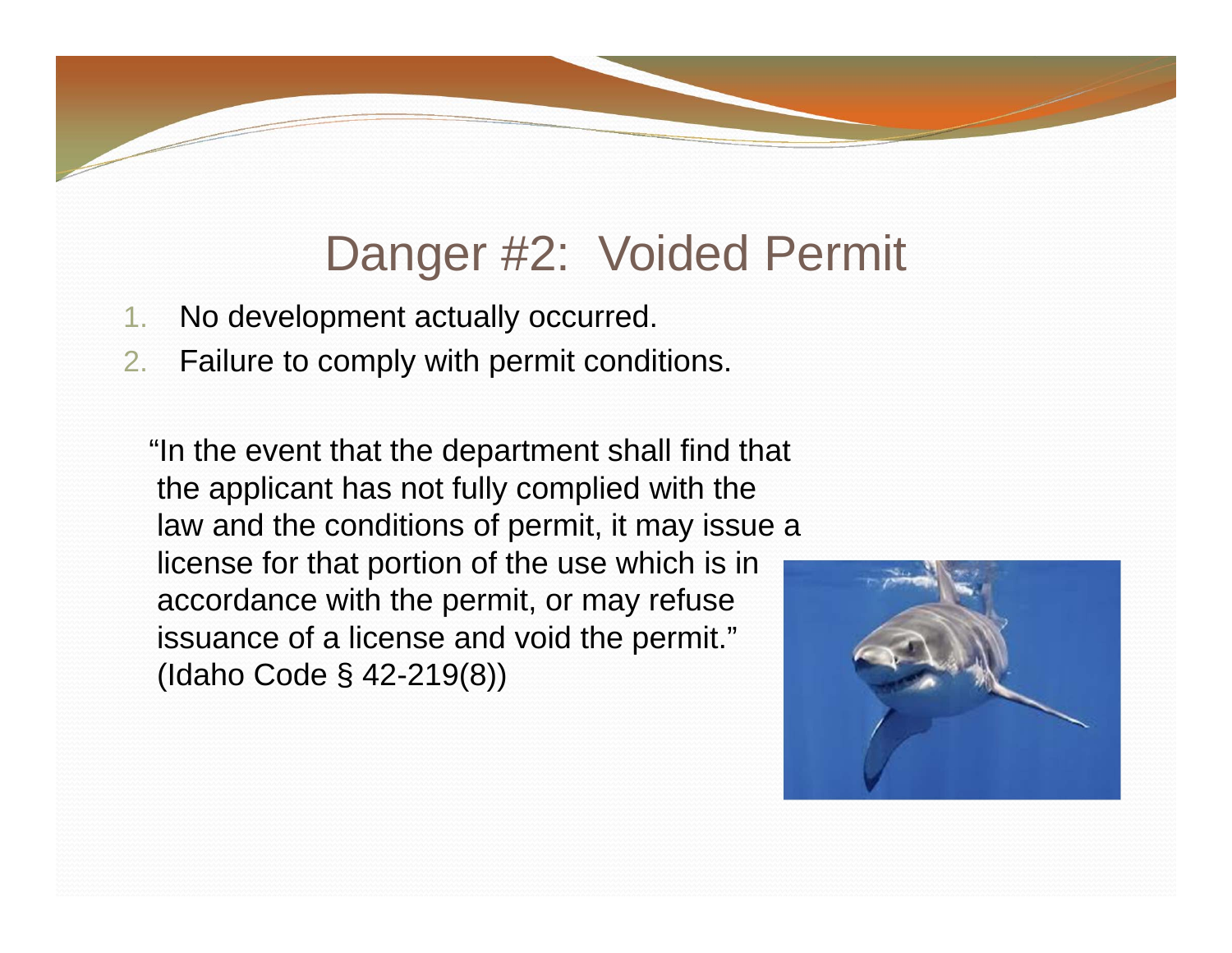# Danger #2: Voided Permit

1. No development actually occurred.
2. Failure to comply with permit conditions.

"In the event that the department shall find that the applicant has not fully complied with the law and the conditions of permit, it may issue a license for that portion of the use which is in accordance with the permit, or may refuse issuance of a license and void the permit." (Idaho Code § 42-219(8))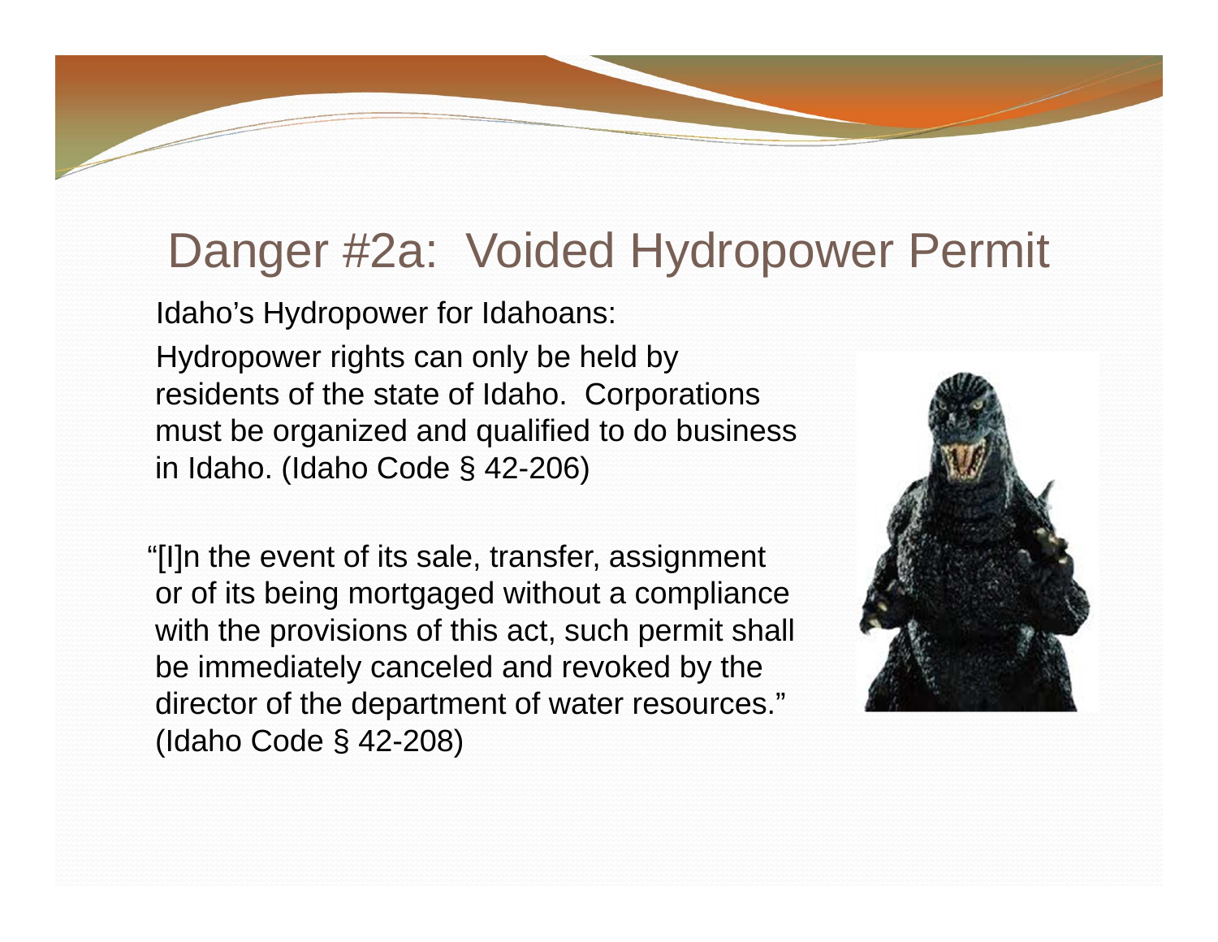# Danger #2a: Voided Hydropower Permit

Idaho's Hydropower for Idahoans:

Hydropower rights can only be held by residents of the state of Idaho. Corporations must be organized and qualified to do business in Idaho. (Idaho Code § 42-206)

"[I]n the event of its sale, transfer, assignment or of its being mortgaged without a compliance with the provisions of this act, such permit shall be immediately canceled and revoked by the director of the department of water resources." (Idaho Code § 42-208)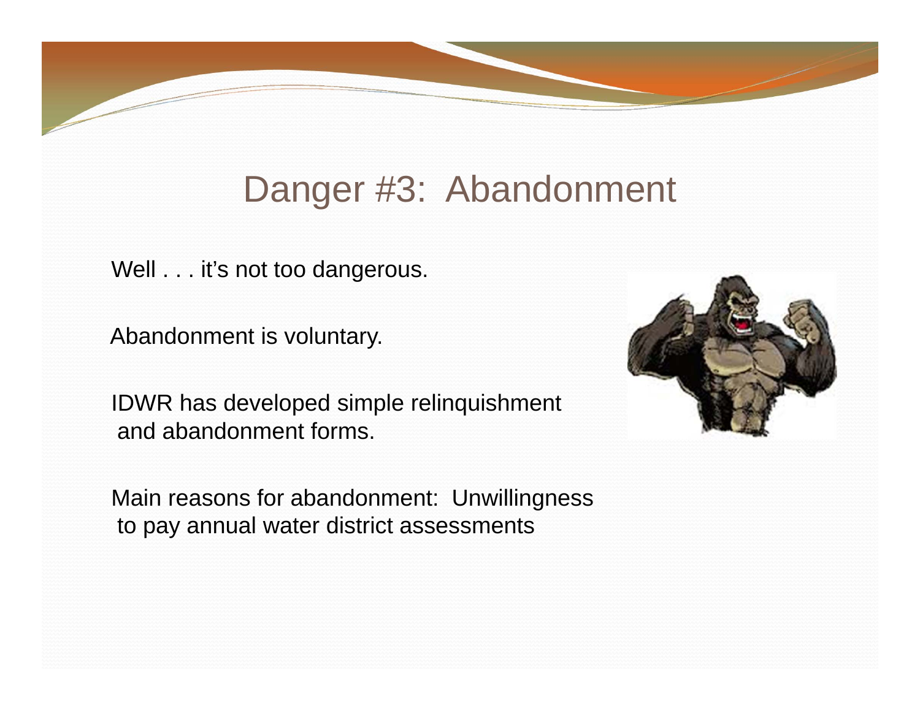# Danger #3: Abandonment

Well . . . it's not too dangerous.

Abandonment is voluntary.

IDWR has developed simple relinquishment and abandonment forms.

Main reasons for abandonment: Unwillingness to pay annual water district assessments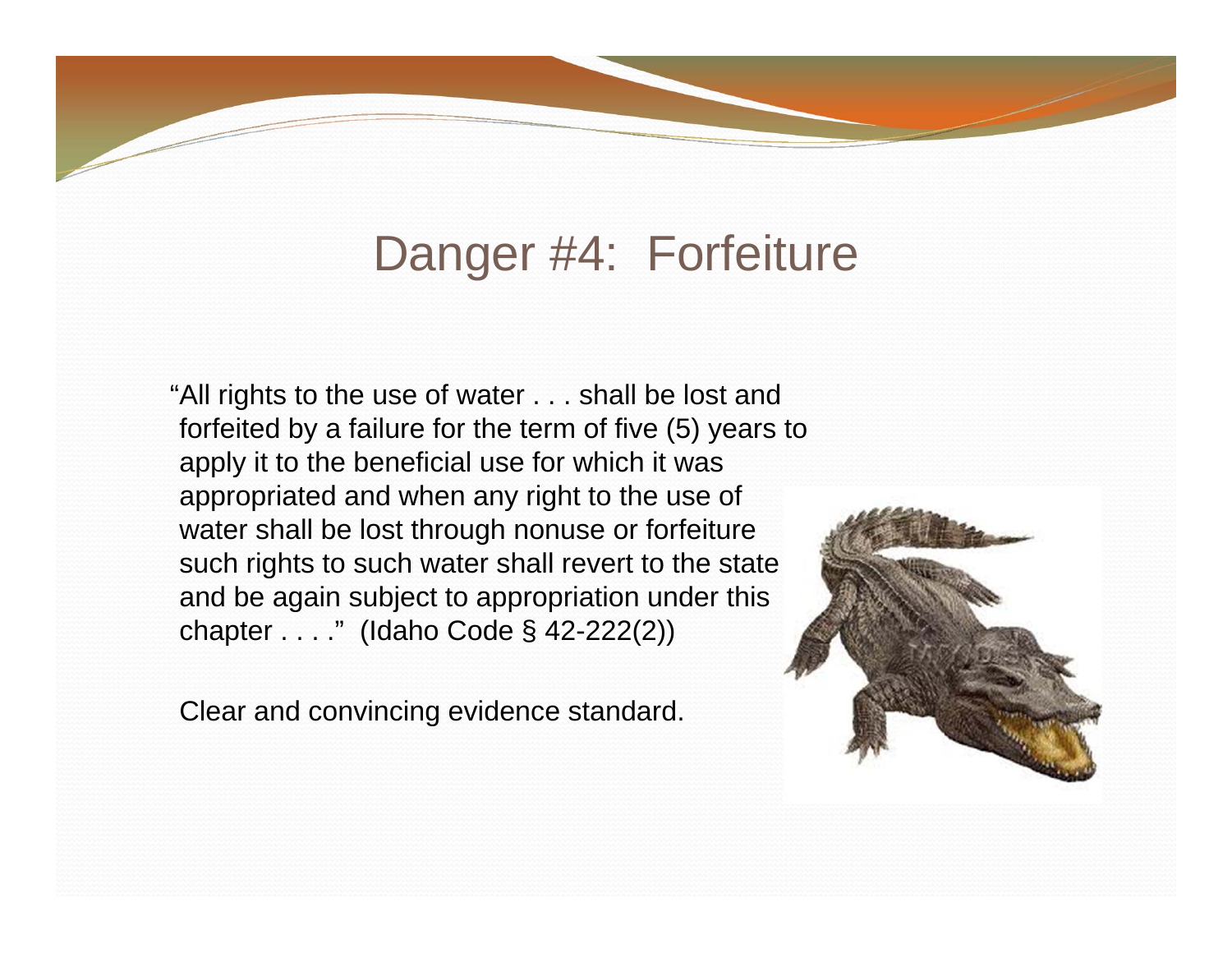# Danger #4: Forfeiture

"All rights to the use of water . . . shall be lost and forfeited by a failure for the term of five (5) years to apply it to the beneficial use for which it was appropriated and when any right to the use of water shall be lost through nonuse or forfeiture such rights to such water shall revert to the state and be again subject to appropriation under this chapter . . . ." (Idaho Code § 42-222(2))

Clear and convincing evidence standard.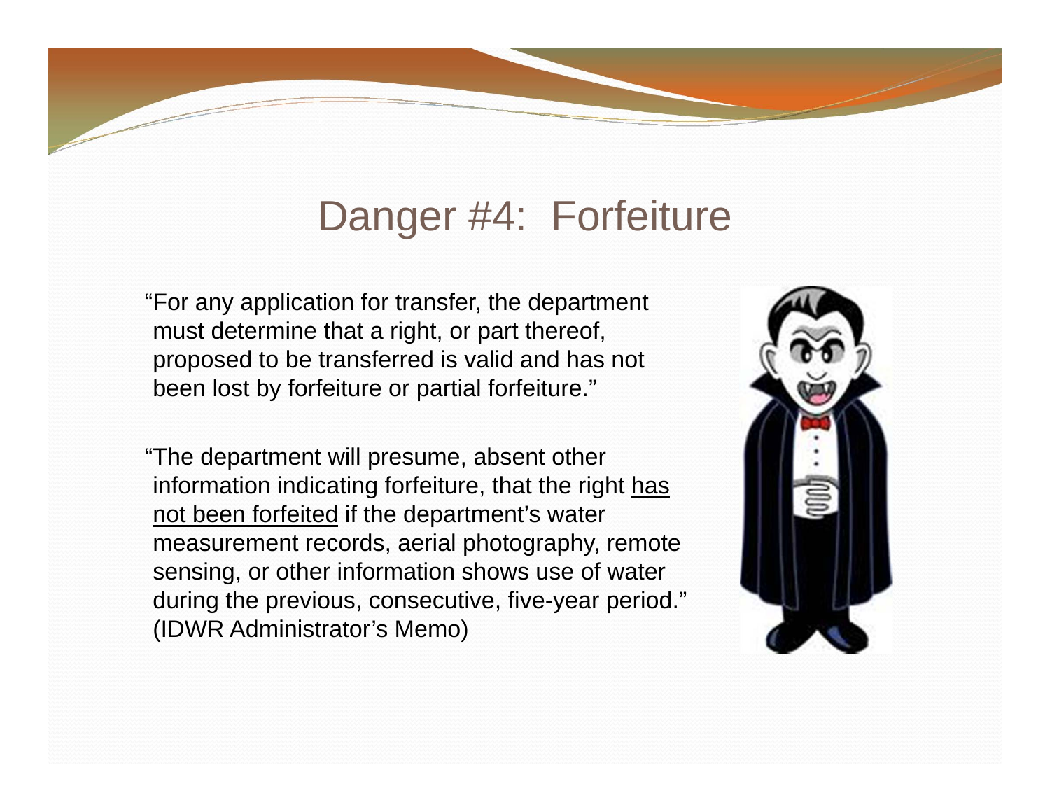# Danger #4: Forfeiture

"For any application for transfer, the department must determine that a right, or part thereof, proposed to be transferred is valid and has not been lost by forfeiture or partial forfeiture."

"The department will presume, absent other information indicating forfeiture, that the right <u>has not been forfeited</u> if the department's water measurement records, aerial photography, remote sensing, or other information shows use of water during the previous, consecutive, five-year period." (IDWR Administrator's Memo)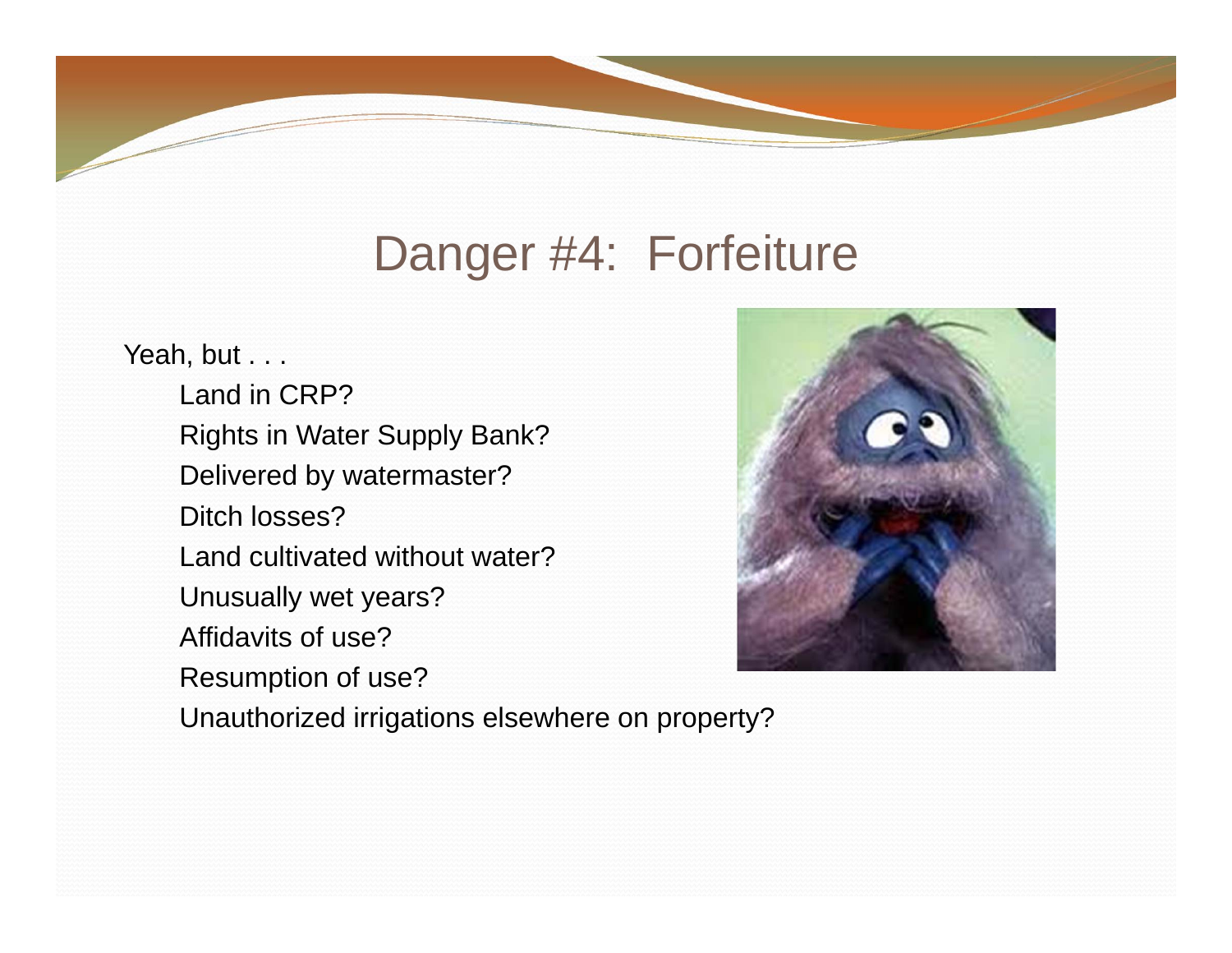# Danger #4: Forfeiture

Yeah, but . . .

- Land in CRP?
- Rights in Water Supply Bank?
- Delivered by watermaster?
- Ditch losses?
- Land cultivated without water?
- Unusually wet years?
- Affidavits of use?
- Resumption of use?
- Unauthorized irrigations elsewhere on property?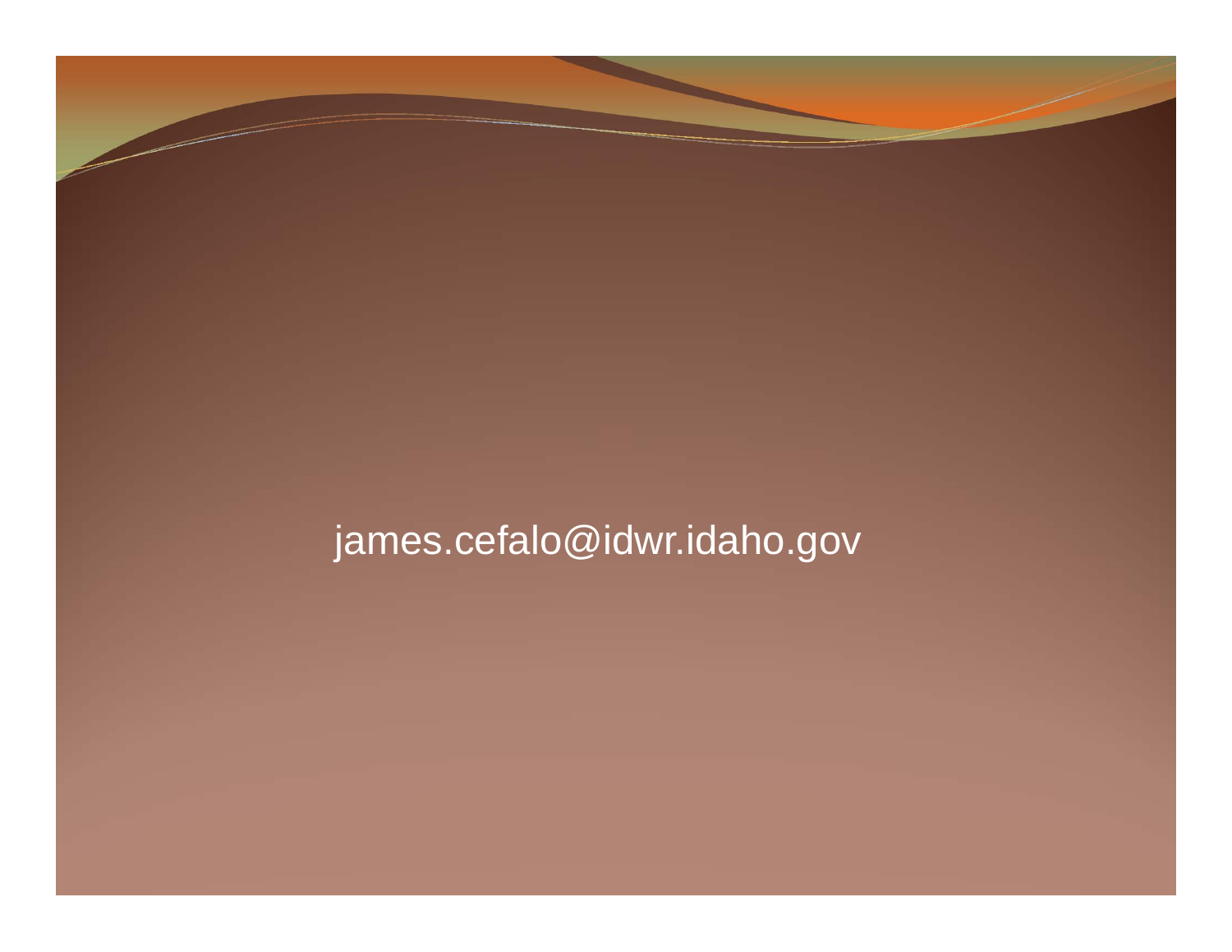james.cefalo@idwr.idaho.gov